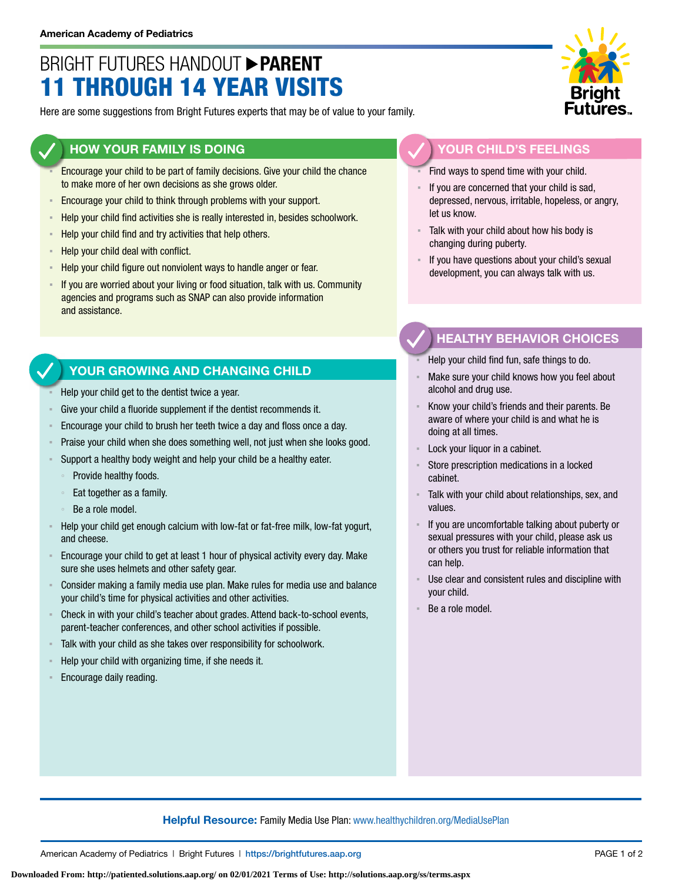American Academy of Pediatrics

# BRIGHT FUTURES HANDOUT ▶ PARENT
# 11 THROUGH 14 YEAR VISITS

Here are some suggestions from Bright Futures experts that may be of value to your family.

## HOW YOUR FAMILY IS DOING

- Encourage your child to be part of family decisions. Give your child the chance to make more of her own decisions as she grows older.
- Encourage your child to think through problems with your support.
- Help your child find activities she is really interested in, besides schoolwork.
- Help your child find and try activities that help others.
- Help your child deal with conflict.
- Help your child figure out nonviolent ways to handle anger or fear.
- If you are worried about your living or food situation, talk with us. Community agencies and programs such as SNAP can also provide information and assistance.

## YOUR GROWING AND CHANGING CHILD

- Help your child get to the dentist twice a year.
- Give your child a fluoride supplement if the dentist recommends it.
- Encourage your child to brush her teeth twice a day and floss once a day.
- Praise your child when she does something well, not just when she looks good.
- Support a healthy body weight and help your child be a healthy eater.
  - Provide healthy foods.
  - Eat together as a family.
  - Be a role model.
- Help your child get enough calcium with low-fat or fat-free milk, low-fat yogurt, and cheese.
- Encourage your child to get at least 1 hour of physical activity every day. Make sure she uses helmets and other safety gear.
- Consider making a family media use plan. Make rules for media use and balance your child's time for physical activities and other activities.
- Check in with your child's teacher about grades. Attend back-to-school events, parent-teacher conferences, and other school activities if possible.
- Talk with your child as she takes over responsibility for schoolwork.
- Help your child with organizing time, if she needs it.
- Encourage daily reading.

## YOUR CHILD'S FEELINGS

- Find ways to spend time with your child.
- If you are concerned that your child is sad, depressed, nervous, irritable, hopeless, or angry, let us know.
- Talk with your child about how his body is changing during puberty.
- If you have questions about your child's sexual development, you can always talk with us.

## HEALTHY BEHAVIOR CHOICES

- Help your child find fun, safe things to do.
- Make sure your child knows how you feel about alcohol and drug use.
- Know your child's friends and their parents. Be aware of where your child is and what he is doing at all times.
- Lock your liquor in a cabinet.
- Store prescription medications in a locked cabinet.
- Talk with your child about relationships, sex, and values.
- If you are uncomfortable talking about puberty or sexual pressures with your child, please ask us or others you trust for reliable information that can help.
- Use clear and consistent rules and discipline with your child.
- Be a role model.

**Helpful Resource:** Family Media Use Plan: www.healthychildren.org/MediaUsePlan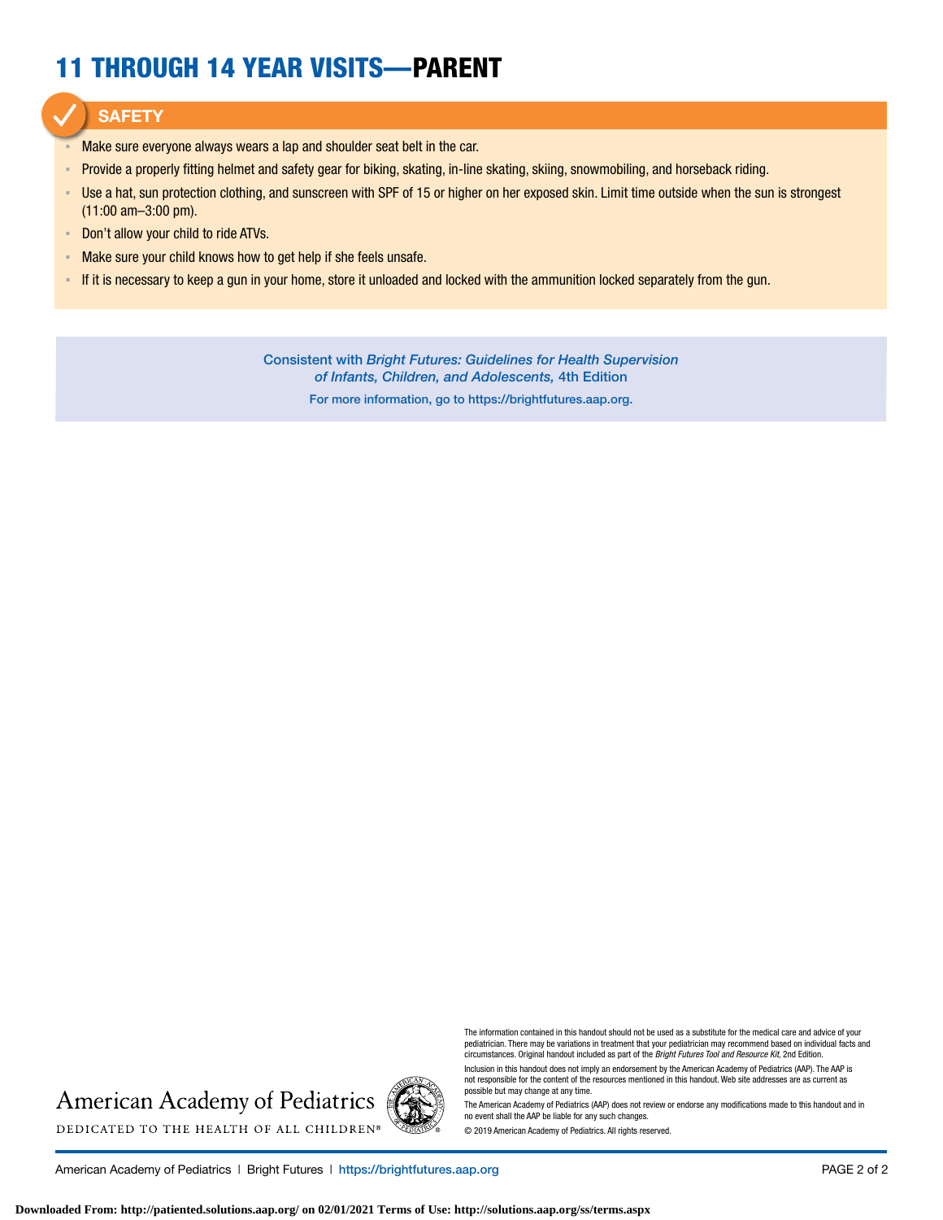# 11 THROUGH 14 YEAR VISITS—PARENT

## SAFETY

- Make sure everyone always wears a lap and shoulder seat belt in the car.
- Provide a properly fitting helmet and safety gear for biking, skating, in-line skating, skiing, snowmobiling, and horseback riding.
- Use a hat, sun protection clothing, and sunscreen with SPF of 15 or higher on her exposed skin. Limit time outside when the sun is strongest (11:00 am–3:00 pm).
- Don't allow your child to ride ATVs.
- Make sure your child knows how to get help if she feels unsafe.
- If it is necessary to keep a gun in your home, store it unloaded and locked with the ammunition locked separately from the gun.

Consistent with *Bright Futures: Guidelines for Health Supervision of Infants, Children, and Adolescents,* 4th Edition

For more information, go to https://brightfutures.aap.org.

American Academy of Pediatrics

DEDICATED TO THE HEALTH OF ALL CHILDREN®

The information contained in this handout should not be used as a substitute for the medical care and advice of your pediatrician. There may be variations in treatment that your pediatrician may recommend based on individual facts and circumstances. Original handout included as part of the *Bright Futures Tool and Resource Kit*, 2nd Edition.

Inclusion in this handout does not imply an endorsement by the American Academy of Pediatrics (AAP). The AAP is not responsible for the content of the resources mentioned in this handout. Web site addresses are as current as possible but may change at any time.

The American Academy of Pediatrics (AAP) does not review or endorse any modifications made to this handout and in no event shall the AAP be liable for any such changes.

© 2019 American Academy of Pediatrics. All rights reserved.